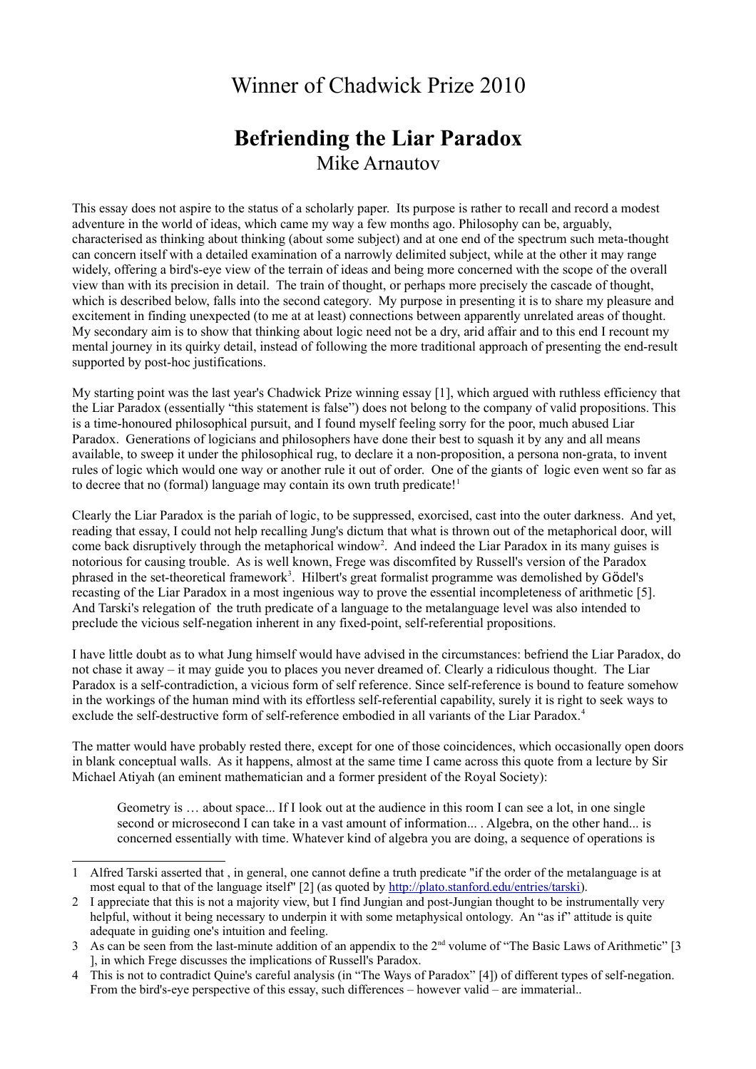# Winner of Chadwick Prize 2010

## Befriending the Liar Paradox

Mike Arnautov

This essay does not aspire to the status of a scholarly paper. Its purpose is rather to recall and record a modest adventure in the world of ideas, which came my way a few months ago. Philosophy can be, arguably, characterised as thinking about thinking (about some subject) and at one end of the spectrum such meta-thought can concern itself with a detailed examination of a narrowly delimited subject, while at the other it may range widely, offering a bird's-eye view of the terrain of ideas and being more concerned with the scope of the overall view than with its precision in detail. The train of thought, or perhaps more precisely the cascade of thought, which is described below, falls into the second category. My purpose in presenting it is to share my pleasure and excitement in finding unexpected (to me at at least) connections between apparently unrelated areas of thought. My secondary aim is to show that thinking about logic need not be a dry, arid affair and to this end I recount my mental journey in its quirky detail, instead of following the more traditional approach of presenting the end-result supported by post-hoc justifications.

My starting point was the last year's Chadwick Prize winning essay [1], which argued with ruthless efficiency that the Liar Paradox (essentially "this statement is false") does not belong to the company of valid propositions. This is a time-honoured philosophical pursuit, and I found myself feeling sorry for the poor, much abused Liar Paradox. Generations of logicians and philosophers have done their best to squash it by any and all means available, to sweep it under the philosophical rug, to declare it a non-proposition, a persona non-grata, to invent rules of logic which would one way or another rule it out of order. One of the giants of logic even went so far as to decree that no (formal) language may contain its own truth predicate![1]

Clearly the Liar Paradox is the pariah of logic, to be suppressed, exorcised, cast into the outer darkness. And yet, reading that essay, I could not help recalling Jung's dictum that what is thrown out of the metaphorical door, will come back disruptively through the metaphorical window[2]. And indeed the Liar Paradox in its many guises is notorious for causing trouble. As is well known, Frege was discomfited by Russell's version of the Paradox phrased in the set-theoretical framework[3]. Hilbert's great formalist programme was demolished by Gödel's recasting of the Liar Paradox in a most ingenious way to prove the essential incompleteness of arithmetic [5]. And Tarski's relegation of the truth predicate of a language to the metalanguage level was also intended to preclude the vicious self-negation inherent in any fixed-point, self-referential propositions.

I have little doubt as to what Jung himself would have advised in the circumstances: befriend the Liar Paradox, do not chase it away – it may guide you to places you never dreamed of. Clearly a ridiculous thought. The Liar Paradox is a self-contradiction, a vicious form of self reference. Since self-reference is bound to feature somehow in the workings of the human mind with its effortless self-referential capability, surely it is right to seek ways to exclude the self-destructive form of self-reference embodied in all variants of the Liar Paradox.[4]

The matter would have probably rested there, except for one of those coincidences, which occasionally open doors in blank conceptual walls. As it happens, almost at the same time I came across this quote from a lecture by Sir Michael Atiyah (an eminent mathematician and a former president of the Royal Society):

> Geometry is … about space... If I look out at the audience in this room I can see a lot, in one single second or microsecond I can take in a vast amount of information... . Algebra, on the other hand... is concerned essentially with time. Whatever kind of algebra you are doing, a sequence of operations is

---

1 Alfred Tarski asserted that , in general, one cannot define a truth predicate "if the order of the metalanguage is at most equal to that of the language itself" [2] (as quoted by http://plato.stanford.edu/entries/tarski).

2 I appreciate that this is not a majority view, but I find Jungian and post-Jungian thought to be instrumentally very helpful, without it being necessary to underpin it with some metaphysical ontology. An "as if" attitude is quite adequate in guiding one's intuition and feeling.

3 As can be seen from the last-minute addition of an appendix to the 2nd volume of "The Basic Laws of Arithmetic" [3 ], in which Frege discusses the implications of Russell's Paradox.

4 This is not to contradict Quine's careful analysis (in "The Ways of Paradox" [4]) of different types of self-negation. From the bird's-eye perspective of this essay, such differences – however valid – are immaterial..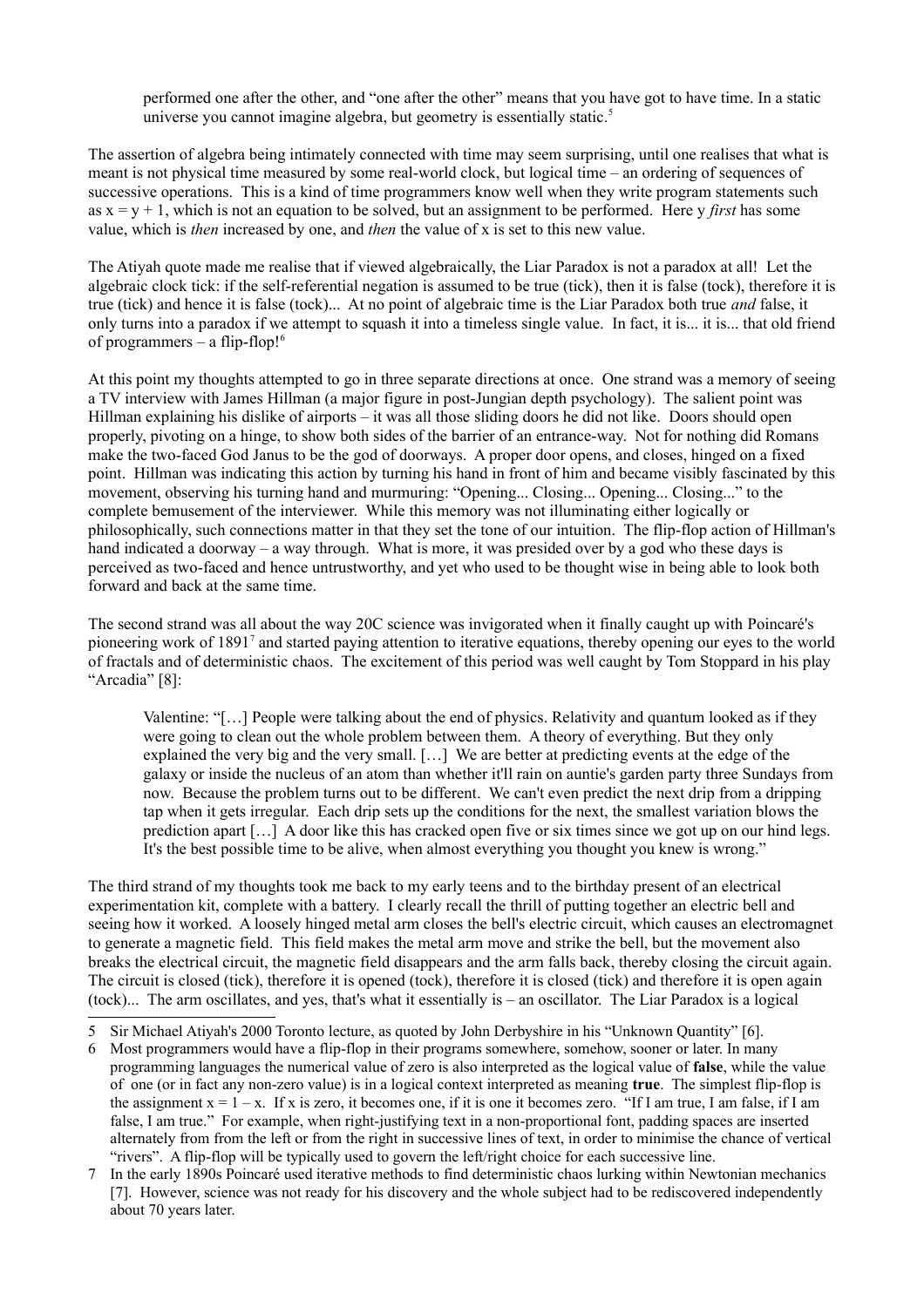performed one after the other, and "one after the other" means that you have got to have time. In a static universe you cannot imagine algebra, but geometry is essentially static.[5]

The assertion of algebra being intimately connected with time may seem surprising, until one realises that what is meant is not physical time measured by some real-world clock, but logical time – an ordering of sequences of successive operations. This is a kind of time programmers know well when they write program statements such as $x = y + 1$, which is not an equation to be solved, but an assignment to be performed. Here y *first* has some value, which is *then* increased by one, and *then* the value of x is set to this new value.

The Atiyah quote made me realise that if viewed algebraically, the Liar Paradox is not a paradox at all! Let the algebraic clock tick: if the self-referential negation is assumed to be true (tick), then it is false (tock), therefore it is true (tick) and hence it is false (tock)... At no point of algebraic time is the Liar Paradox both true *and* false, it only turns into a paradox if we attempt to squash it into a timeless single value. In fact, it is... it is... that old friend of programmers – a flip-flop![6]

At this point my thoughts attempted to go in three separate directions at once. One strand was a memory of seeing a TV interview with James Hillman (a major figure in post-Jungian depth psychology). The salient point was Hillman explaining his dislike of airports – it was all those sliding doors he did not like. Doors should open properly, pivoting on a hinge, to show both sides of the barrier of an entrance-way. Not for nothing did Romans make the two-faced God Janus to be the god of doorways. A proper door opens, and closes, hinged on a fixed point. Hillman was indicating this action by turning his hand in front of him and became visibly fascinated by this movement, observing his turning hand and murmuring: "Opening... Closing... Opening... Closing..." to the complete bemusement of the interviewer. While this memory was not illuminating either logically or philosophically, such connections matter in that they set the tone of our intuition. The flip-flop action of Hillman's hand indicated a doorway – a way through. What is more, it was presided over by a god who these days is perceived as two-faced and hence untrustworthy, and yet who used to be thought wise in being able to look both forward and back at the same time.

The second strand was all about the way 20C science was invigorated when it finally caught up with Poincaré's pioneering work of 1891[7] and started paying attention to iterative equations, thereby opening our eyes to the world of fractals and of deterministic chaos. The excitement of this period was well caught by Tom Stoppard in his play "Arcadia" [8]:

> Valentine: "[…] People were talking about the end of physics. Relativity and quantum looked as if they were going to clean out the whole problem between them. A theory of everything. But they only explained the very big and the very small. […] We are better at predicting events at the edge of the galaxy or inside the nucleus of an atom than whether it'll rain on auntie's garden party three Sundays from now. Because the problem turns out to be different. We can't even predict the next drip from a dripping tap when it gets irregular. Each drip sets up the conditions for the next, the smallest variation blows the prediction apart […] A door like this has cracked open five or six times since we got up on our hind legs. It's the best possible time to be alive, when almost everything you thought you knew is wrong."

The third strand of my thoughts took me back to my early teens and to the birthday present of an electrical experimentation kit, complete with a battery. I clearly recall the thrill of putting together an electric bell and seeing how it worked. A loosely hinged metal arm closes the bell's electric circuit, which causes an electromagnet to generate a magnetic field. This field makes the metal arm move and strike the bell, but the movement also breaks the electrical circuit, the magnetic field disappears and the arm falls back, thereby closing the circuit again. The circuit is closed (tick), therefore it is opened (tock), therefore it is closed (tick) and therefore it is open again (tock)... The arm oscillates, and yes, that's what it essentially is – an oscillator. The Liar Paradox is a logical

---

5 Sir Michael Atiyah's 2000 Toronto lecture, as quoted by John Derbyshire in his "Unknown Quantity" [6].

6 Most programmers would have a flip-flop in their programs somewhere, somehow, sooner or later. In many programming languages the numerical value of zero is also interpreted as the logical value of **false**, while the value of one (or in fact any non-zero value) is in a logical context interpreted as meaning **true**. The simplest flip-flop is the assignment $x = 1 - x$. If x is zero, it becomes one, if it is one it becomes zero. "If I am true, I am false, if I am false, I am true." For example, when right-justifying text in a non-proportional font, padding spaces are inserted alternately from from the left or from the right in successive lines of text, in order to minimise the chance of vertical "rivers". A flip-flop will be typically used to govern the left/right choice for each successive line.

7 In the early 1890s Poincaré used iterative methods to find deterministic chaos lurking within Newtonian mechanics [7]. However, science was not ready for his discovery and the whole subject had to be rediscovered independently about 70 years later.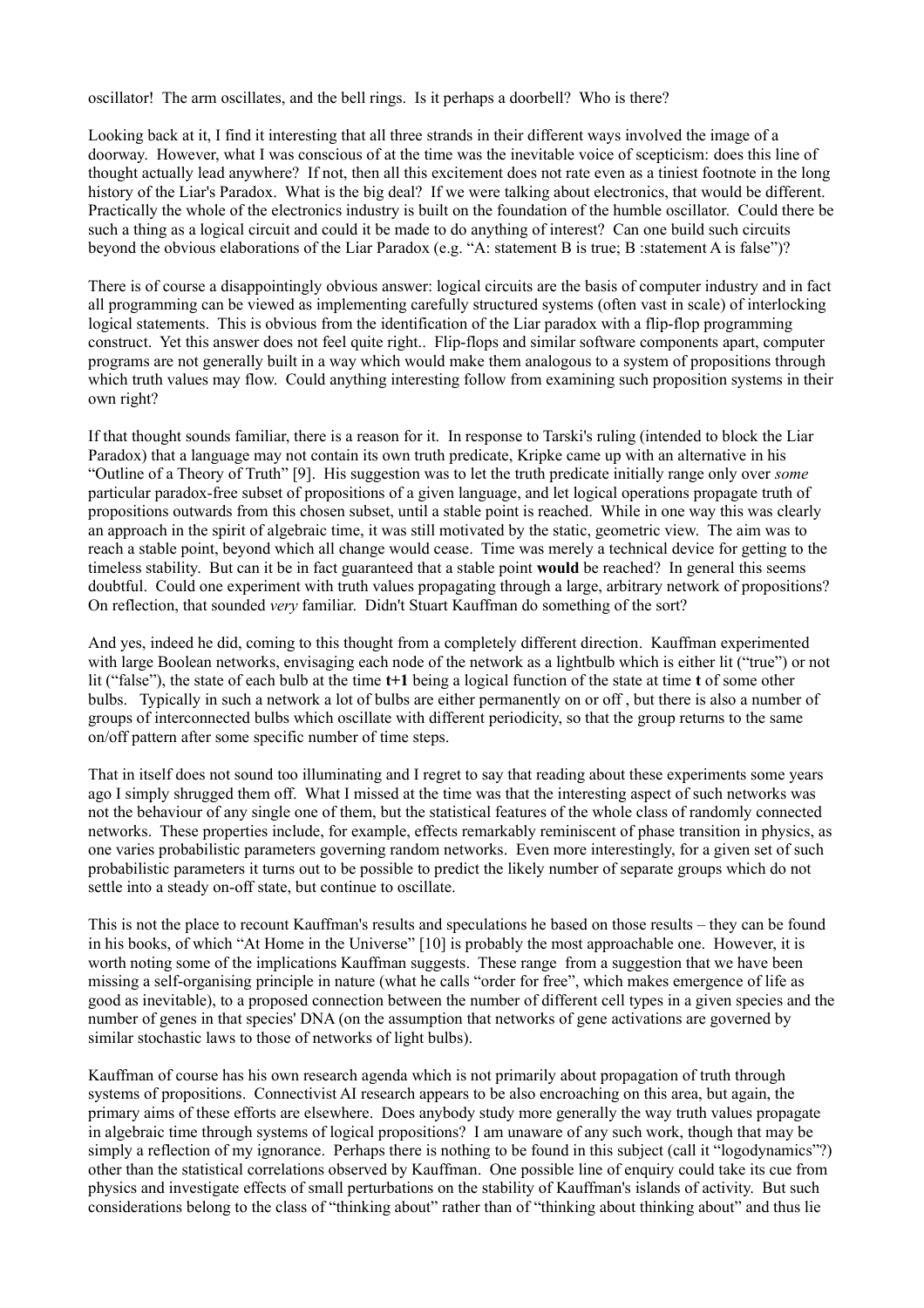oscillator! The arm oscillates, and the bell rings. Is it perhaps a doorbell? Who is there?

Looking back at it, I find it interesting that all three strands in their different ways involved the image of a doorway. However, what I was conscious of at the time was the inevitable voice of scepticism: does this line of thought actually lead anywhere? If not, then all this excitement does not rate even as a tiniest footnote in the long history of the Liar's Paradox. What is the big deal? If we were talking about electronics, that would be different. Practically the whole of the electronics industry is built on the foundation of the humble oscillator. Could there be such a thing as a logical circuit and could it be made to do anything of interest? Can one build such circuits beyond the obvious elaborations of the Liar Paradox (e.g. "A: statement B is true; B :statement A is false")?

There is of course a disappointingly obvious answer: logical circuits are the basis of computer industry and in fact all programming can be viewed as implementing carefully structured systems (often vast in scale) of interlocking logical statements. This is obvious from the identification of the Liar paradox with a flip-flop programming construct. Yet this answer does not feel quite right.. Flip-flops and similar software components apart, computer programs are not generally built in a way which would make them analogous to a system of propositions through which truth values may flow. Could anything interesting follow from examining such proposition systems in their own right?

If that thought sounds familiar, there is a reason for it. In response to Tarski's ruling (intended to block the Liar Paradox) that a language may not contain its own truth predicate, Kripke came up with an alternative in his "Outline of a Theory of Truth" [9]. His suggestion was to let the truth predicate initially range only over *some* particular paradox-free subset of propositions of a given language, and let logical operations propagate truth of propositions outwards from this chosen subset, until a stable point is reached. While in one way this was clearly an approach in the spirit of algebraic time, it was still motivated by the static, geometric view. The aim was to reach a stable point, beyond which all change would cease. Time was merely a technical device for getting to the timeless stability. But can it be in fact guaranteed that a stable point **would** be reached? In general this seems doubtful. Could one experiment with truth values propagating through a large, arbitrary network of propositions? On reflection, that sounded *very* familiar. Didn't Stuart Kauffman do something of the sort?

And yes, indeed he did, coming to this thought from a completely different direction. Kauffman experimented with large Boolean networks, envisaging each node of the network as a lightbulb which is either lit ("true") or not lit ("false"), the state of each bulb at the time **t+1** being a logical function of the state at time **t** of some other bulbs. Typically in such a network a lot of bulbs are either permanently on or off , but there is also a number of groups of interconnected bulbs which oscillate with different periodicity, so that the group returns to the same on/off pattern after some specific number of time steps.

That in itself does not sound too illuminating and I regret to say that reading about these experiments some years ago I simply shrugged them off. What I missed at the time was that the interesting aspect of such networks was not the behaviour of any single one of them, but the statistical features of the whole class of randomly connected networks. These properties include, for example, effects remarkably reminiscent of phase transition in physics, as one varies probabilistic parameters governing random networks. Even more interestingly, for a given set of such probabilistic parameters it turns out to be possible to predict the likely number of separate groups which do not settle into a steady on-off state, but continue to oscillate.

This is not the place to recount Kauffman's results and speculations he based on those results – they can be found in his books, of which "At Home in the Universe" [10] is probably the most approachable one. However, it is worth noting some of the implications Kauffman suggests. These range from a suggestion that we have been missing a self-organising principle in nature (what he calls "order for free", which makes emergence of life as good as inevitable), to a proposed connection between the number of different cell types in a given species and the number of genes in that species' DNA (on the assumption that networks of gene activations are governed by similar stochastic laws to those of networks of light bulbs).

Kauffman of course has his own research agenda which is not primarily about propagation of truth through systems of propositions. Connectivist AI research appears to be also encroaching on this area, but again, the primary aims of these efforts are elsewhere. Does anybody study more generally the way truth values propagate in algebraic time through systems of logical propositions? I am unaware of any such work, though that may be simply a reflection of my ignorance. Perhaps there is nothing to be found in this subject (call it "logodynamics"?) other than the statistical correlations observed by Kauffman. One possible line of enquiry could take its cue from physics and investigate effects of small perturbations on the stability of Kauffman's islands of activity. But such considerations belong to the class of "thinking about" rather than of "thinking about thinking about" and thus lie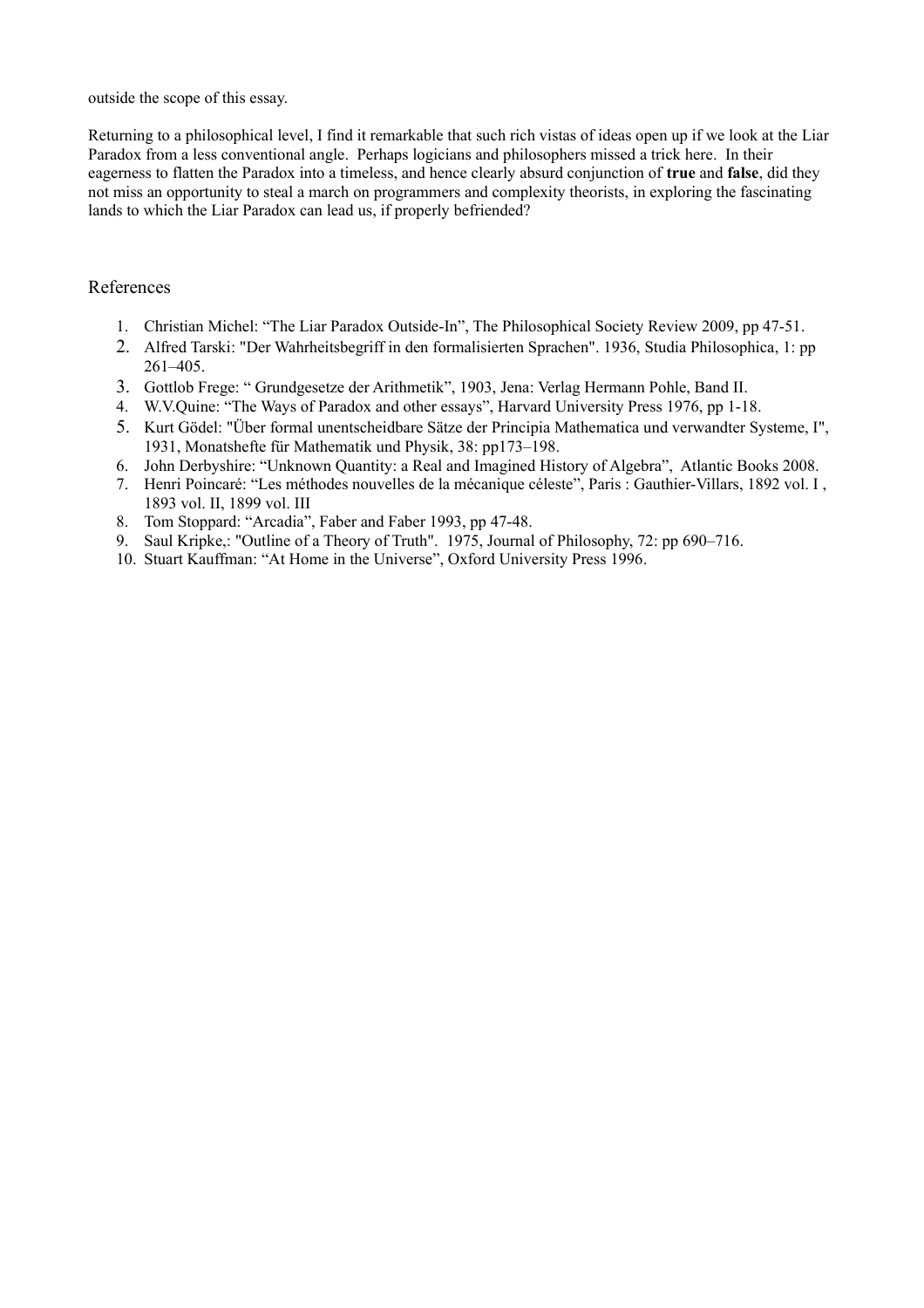outside the scope of this essay.

Returning to a philosophical level, I find it remarkable that such rich vistas of ideas open up if we look at the Liar Paradox from a less conventional angle. Perhaps logicians and philosophers missed a trick here. In their eagerness to flatten the Paradox into a timeless, and hence clearly absurd conjunction of **true** and **false**, did they not miss an opportunity to steal a march on programmers and complexity theorists, in exploring the fascinating lands to which the Liar Paradox can lead us, if properly befriended?

## References

1. Christian Michel: "The Liar Paradox Outside-In", The Philosophical Society Review 2009, pp 47-51.
2. Alfred Tarski: "Der Wahrheitsbegriff in den formalisierten Sprachen". 1936, Studia Philosophica, 1: pp 261–405.
3. Gottlob Frege: " Grundgesetze der Arithmetik", 1903, Jena: Verlag Hermann Pohle, Band II.
4. W.V.Quine: "The Ways of Paradox and other essays", Harvard University Press 1976, pp 1-18.
5. Kurt Gödel: "Über formal unentscheidbare Sätze der Principia Mathematica und verwandter Systeme, I", 1931, Monatshefte für Mathematik und Physik, 38: pp173–198.
6. John Derbyshire: "Unknown Quantity: a Real and Imagined History of Algebra", Atlantic Books 2008.
7. Henri Poincaré: "Les méthodes nouvelles de la mécanique céleste", Paris : Gauthier-Villars, 1892 vol. I , 1893 vol. II, 1899 vol. III
8. Tom Stoppard: "Arcadia", Faber and Faber 1993, pp 47-48.
9. Saul Kripke,: "Outline of a Theory of Truth". 1975, Journal of Philosophy, 72: pp 690–716.
10. Stuart Kauffman: "At Home in the Universe", Oxford University Press 1996.